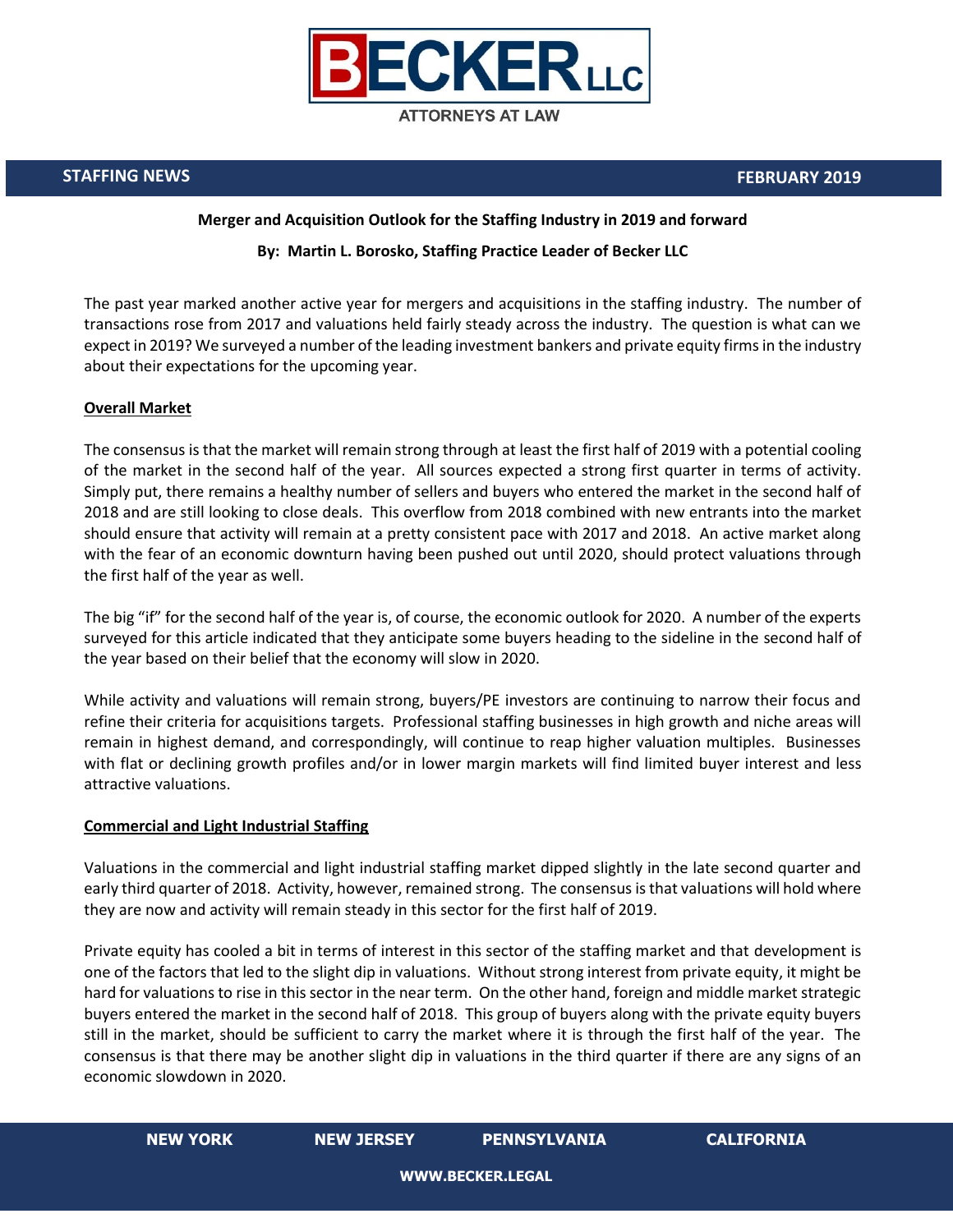STAFFING NEWS

FEBRUARY 2019

**Merger and Acquisition Outlook for the Staffing Industry in 2019 and forward**

**By: Martin L. Borosko, Staffing Practice Leader of Becker LLC**

The past year marked another active year for mergers and acquisitions in the staffing industry. The number of transactions rose from 2017 and valuations held fairly steady across the industry. The question is what can we expect in 2019? We surveyed a number of the leading investment bankers and private equity firms in the industry about their expectations for the upcoming year.

## Overall Market

The consensus is that the market will remain strong through at least the first half of 2019 with a potential cooling of the market in the second half of the year. All sources expected a strong first quarter in terms of activity. Simply put, there remains a healthy number of sellers and buyers who entered the market in the second half of 2018 and are still looking to close deals. This overflow from 2018 combined with new entrants into the market should ensure that activity will remain at a pretty consistent pace with 2017 and 2018. An active market along with the fear of an economic downturn having been pushed out until 2020, should protect valuations through the first half of the year as well.

The big "if" for the second half of the year is, of course, the economic outlook for 2020. A number of the experts surveyed for this article indicated that they anticipate some buyers heading to the sideline in the second half of the year based on their belief that the economy will slow in 2020.

While activity and valuations will remain strong, buyers/PE investors are continuing to narrow their focus and refine their criteria for acquisitions targets. Professional staffing businesses in high growth and niche areas will remain in highest demand, and correspondingly, will continue to reap higher valuation multiples. Businesses with flat or declining growth profiles and/or in lower margin markets will find limited buyer interest and less attractive valuations.

## Commercial and Light Industrial Staffing

Valuations in the commercial and light industrial staffing market dipped slightly in the late second quarter and early third quarter of 2018. Activity, however, remained strong. The consensus is that valuations will hold where they are now and activity will remain steady in this sector for the first half of 2019.

Private equity has cooled a bit in terms of interest in this sector of the staffing market and that development is one of the factors that led to the slight dip in valuations. Without strong interest from private equity, it might be hard for valuations to rise in this sector in the near term. On the other hand, foreign and middle market strategic buyers entered the market in the second half of 2018. This group of buyers along with the private equity buyers still in the market, should be sufficient to carry the market where it is through the first half of the year. The consensus is that there may be another slight dip in valuations in the third quarter if there are any signs of an economic slowdown in 2020.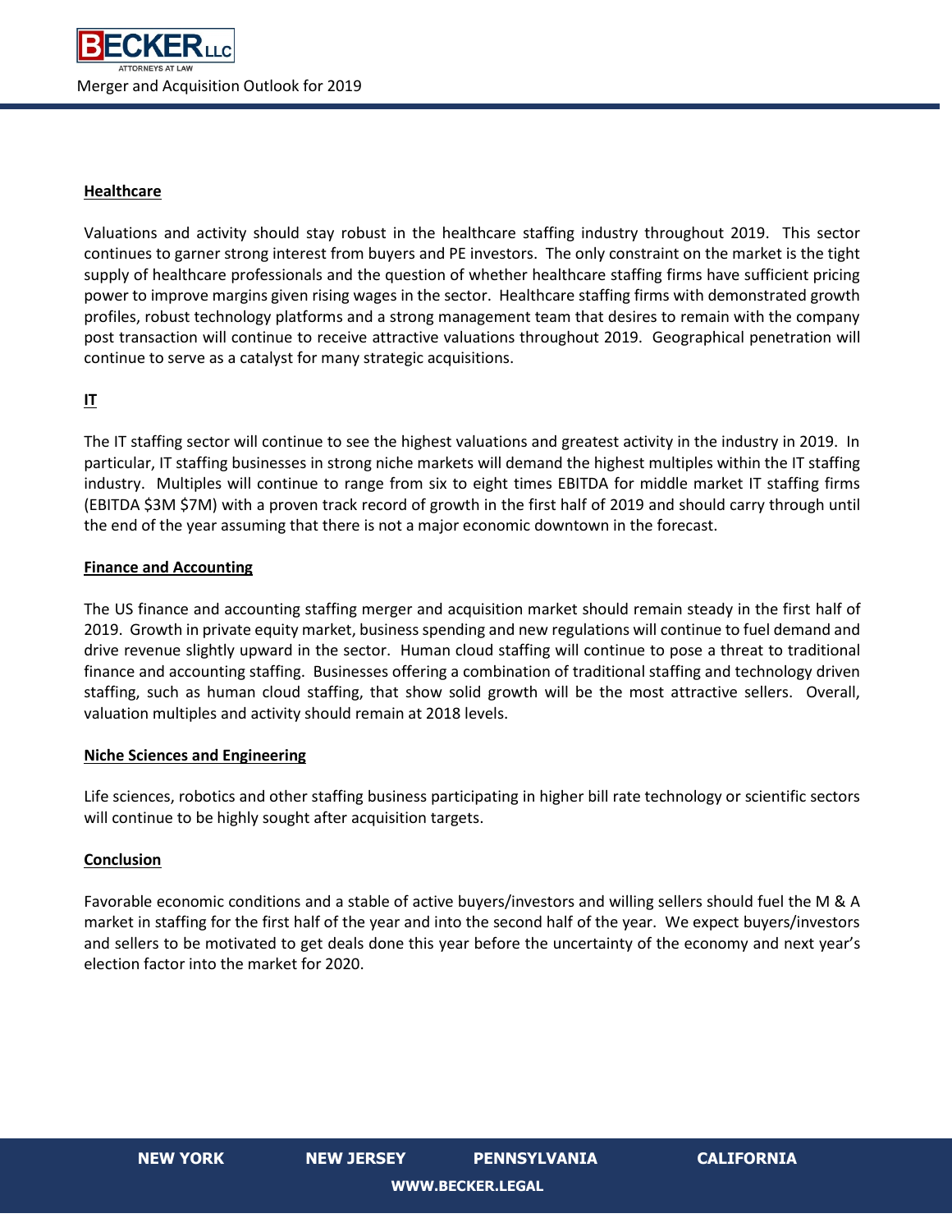**Healthcare**

Valuations and activity should stay robust in the healthcare staffing industry throughout 2019. This sector continues to garner strong interest from buyers and PE investors. The only constraint on the market is the tight supply of healthcare professionals and the question of whether healthcare staffing firms have sufficient pricing power to improve margins given rising wages in the sector. Healthcare staffing firms with demonstrated growth profiles, robust technology platforms and a strong management team that desires to remain with the company post transaction will continue to receive attractive valuations throughout 2019. Geographical penetration will continue to serve as a catalyst for many strategic acquisitions.

**IT**

The IT staffing sector will continue to see the highest valuations and greatest activity in the industry in 2019. In particular, IT staffing businesses in strong niche markets will demand the highest multiples within the IT staffing industry. Multiples will continue to range from six to eight times EBITDA for middle market IT staffing firms (EBITDA $3M $7M) with a proven track record of growth in the first half of 2019 and should carry through until the end of the year assuming that there is not a major economic downtown in the forecast.

**Finance and Accounting**

The US finance and accounting staffing merger and acquisition market should remain steady in the first half of 2019. Growth in private equity market, business spending and new regulations will continue to fuel demand and drive revenue slightly upward in the sector. Human cloud staffing will continue to pose a threat to traditional finance and accounting staffing. Businesses offering a combination of traditional staffing and technology driven staffing, such as human cloud staffing, that show solid growth will be the most attractive sellers. Overall, valuation multiples and activity should remain at 2018 levels.

**Niche Sciences and Engineering**

Life sciences, robotics and other staffing business participating in higher bill rate technology or scientific sectors will continue to be highly sought after acquisition targets.

**Conclusion**

Favorable economic conditions and a stable of active buyers/investors and willing sellers should fuel the M & A market in staffing for the first half of the year and into the second half of the year. We expect buyers/investors and sellers to be motivated to get deals done this year before the uncertainty of the economy and next year's election factor into the market for 2020.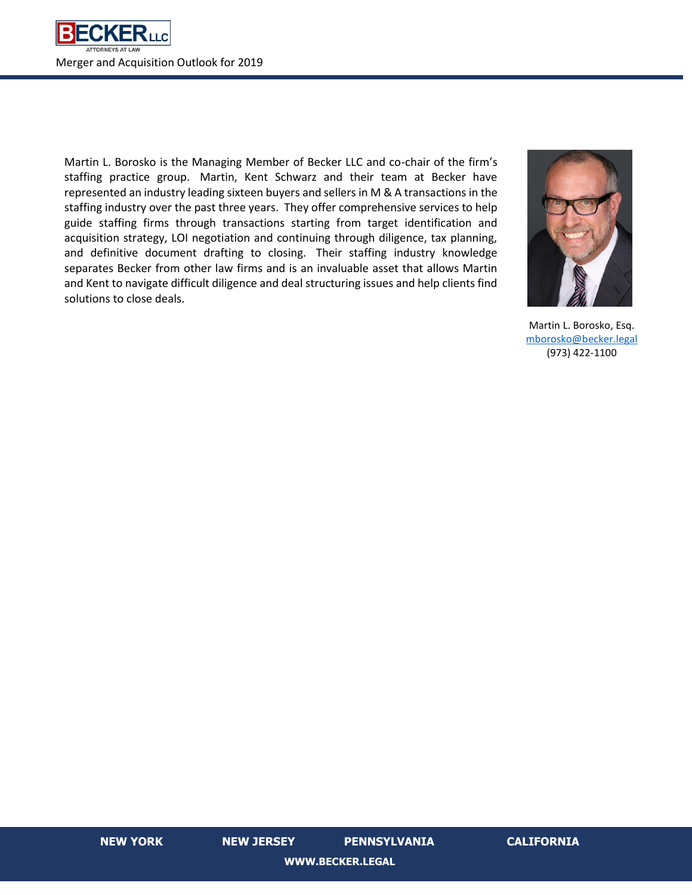Martin L. Borosko is the Managing Member of Becker LLC and co-chair of the firm's staffing practice group. Martin, Kent Schwarz and their team at Becker have represented an industry leading sixteen buyers and sellers in M & A transactions in the staffing industry over the past three years. They offer comprehensive services to help guide staffing firms through transactions starting from target identification and acquisition strategy, LOI negotiation and continuing through diligence, tax planning, and definitive document drafting to closing. Their staffing industry knowledge separates Becker from other law firms and is an invaluable asset that allows Martin and Kent to navigate difficult diligence and deal structuring issues and help clients find solutions to close deals.

Martin L. Borosko, Esq.
mborosko@becker.legal
(973) 422-1100

**NEW YORK** **NEW JERSEY** **PENNSYLVANIA** **CALIFORNIA**

**WWW.BECKER.LEGAL**